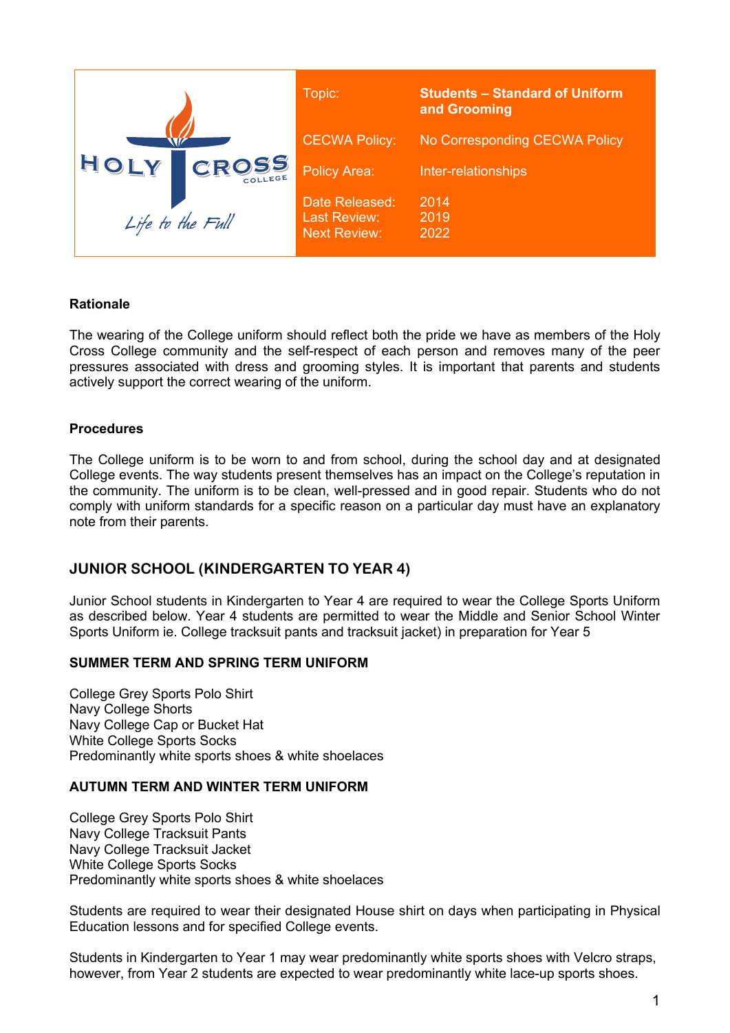| | | |
|---|---|---|
| HOLY CROSS COLLEGE *Life to the Full* | Topic: | **Students – Standard of Uniform and Grooming** |
| | CECWA Policy: | No Corresponding CECWA Policy |
| | Policy Area: | Inter-relationships |
| | Date Released: | 2014 |
| | Last Review: | 2019 |
| | Next Review: | 2022 |

**Rationale**

The wearing of the College uniform should reflect both the pride we have as members of the Holy Cross College community and the self-respect of each person and removes many of the peer pressures associated with dress and grooming styles. It is important that parents and students actively support the correct wearing of the uniform.

**Procedures**

The College uniform is to be worn to and from school, during the school day and at designated College events. The way students present themselves has an impact on the College's reputation in the community. The uniform is to be clean, well-pressed and in good repair. Students who do not comply with uniform standards for a specific reason on a particular day must have an explanatory note from their parents.

## JUNIOR SCHOOL (KINDERGARTEN TO YEAR 4)

Junior School students in Kindergarten to Year 4 are required to wear the College Sports Uniform as described below. Year 4 students are permitted to wear the Middle and Senior School Winter Sports Uniform ie. College tracksuit pants and tracksuit jacket) in preparation for Year 5

**SUMMER TERM AND SPRING TERM UNIFORM**

College Grey Sports Polo Shirt
Navy College Shorts
Navy College Cap or Bucket Hat
White College Sports Socks
Predominantly white sports shoes & white shoelaces

**AUTUMN TERM AND WINTER TERM UNIFORM**

College Grey Sports Polo Shirt
Navy College Tracksuit Pants
Navy College Tracksuit Jacket
White College Sports Socks
Predominantly white sports shoes & white shoelaces

Students are required to wear their designated House shirt on days when participating in Physical Education lessons and for specified College events.

Students in Kindergarten to Year 1 may wear predominantly white sports shoes with Velcro straps, however, from Year 2 students are expected to wear predominantly white lace-up sports shoes.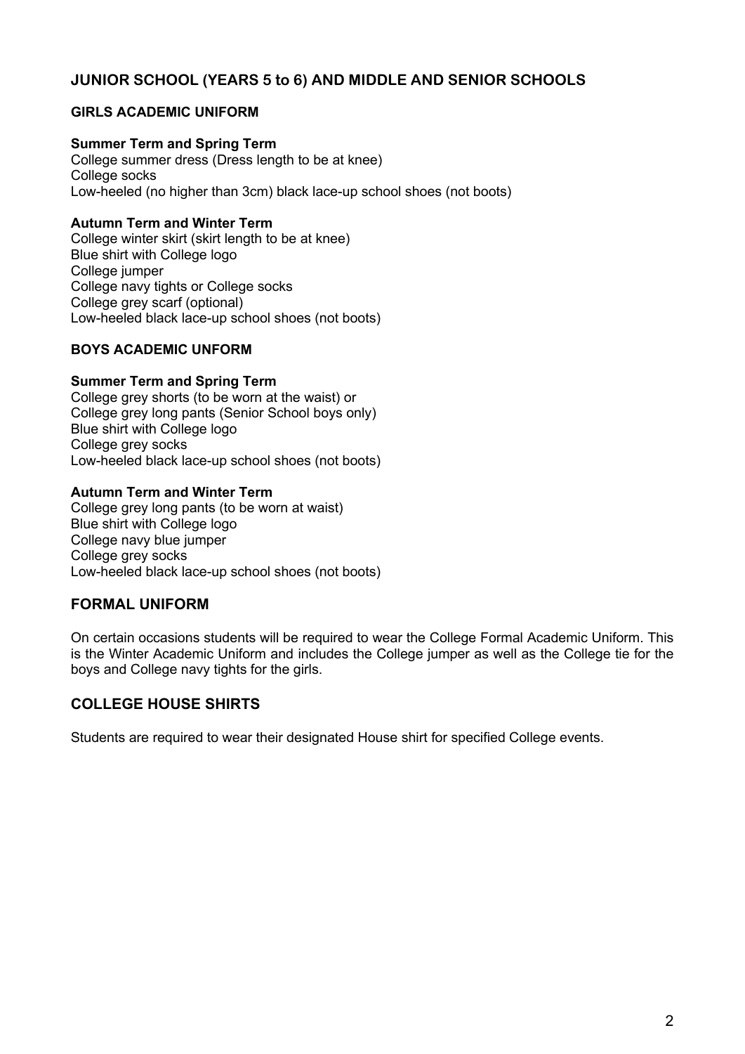## JUNIOR SCHOOL (YEARS 5 to 6) AND MIDDLE AND SENIOR SCHOOLS

### GIRLS ACADEMIC UNIFORM

**Summer Term and Spring Term**
College summer dress (Dress length to be at knee)
College socks
Low-heeled (no higher than 3cm) black lace-up school shoes (not boots)

**Autumn Term and Winter Term**
College winter skirt (skirt length to be at knee)
Blue shirt with College logo
College jumper
College navy tights or College socks
College grey scarf (optional)
Low-heeled black lace-up school shoes (not boots)

### BOYS ACADEMIC UNFORM

**Summer Term and Spring Term**
College grey shorts (to be worn at the waist) or
College grey long pants (Senior School boys only)
Blue shirt with College logo
College grey socks
Low-heeled black lace-up school shoes (not boots)

**Autumn Term and Winter Term**
College grey long pants (to be worn at waist)
Blue shirt with College logo
College navy blue jumper
College grey socks
Low-heeled black lace-up school shoes (not boots)

## FORMAL UNIFORM

On certain occasions students will be required to wear the College Formal Academic Uniform. This is the Winter Academic Uniform and includes the College jumper as well as the College tie for the boys and College navy tights for the girls.

## COLLEGE HOUSE SHIRTS

Students are required to wear their designated House shirt for specified College events.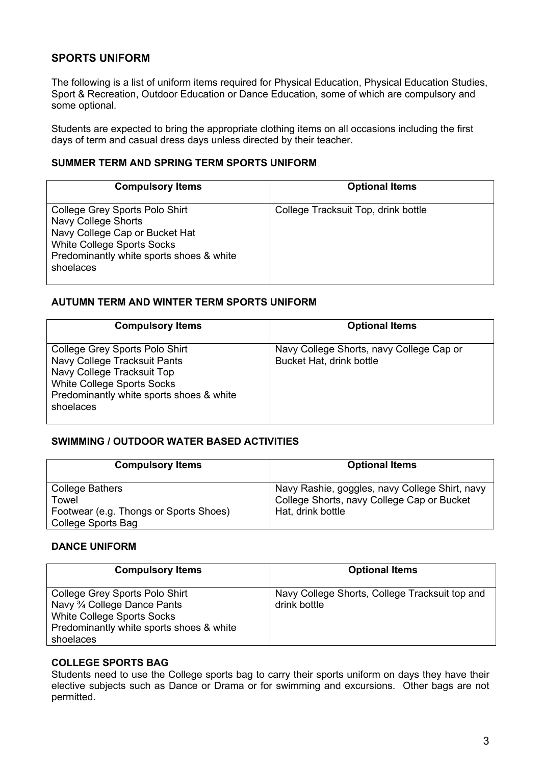## SPORTS UNIFORM

The following is a list of uniform items required for Physical Education, Physical Education Studies, Sport & Recreation, Outdoor Education or Dance Education, some of which are compulsory and some optional.

Students are expected to bring the appropriate clothing items on all occasions including the first days of term and casual dress days unless directed by their teacher.

### SUMMER TERM AND SPRING TERM SPORTS UNIFORM

| Compulsory Items | Optional Items |
|---|---|
| College Grey Sports Polo Shirt<br>Navy College Shorts<br>Navy College Cap or Bucket Hat<br>White College Sports Socks<br>Predominantly white sports shoes & white shoelaces | College Tracksuit Top, drink bottle |

### AUTUMN TERM AND WINTER TERM SPORTS UNIFORM

| Compulsory Items | Optional Items |
|---|---|
| College Grey Sports Polo Shirt<br>Navy College Tracksuit Pants<br>Navy College Tracksuit Top<br>White College Sports Socks<br>Predominantly white sports shoes & white shoelaces | Navy College Shorts, navy College Cap or Bucket Hat, drink bottle |

### SWIMMING / OUTDOOR WATER BASED ACTIVITIES

| Compulsory Items | Optional Items |
|---|---|
| College Bathers<br>Towel<br>Footwear (e.g. Thongs or Sports Shoes)<br>College Sports Bag | Navy Rashie, goggles, navy College Shirt, navy College Shorts, navy College Cap or Bucket Hat, drink bottle |

### DANCE UNIFORM

| Compulsory Items | Optional Items |
|---|---|
| College Grey Sports Polo Shirt<br>Navy ¾ College Dance Pants<br>White College Sports Socks<br>Predominantly white sports shoes & white shoelaces | Navy College Shorts, College Tracksuit top and drink bottle |

### COLLEGE SPORTS BAG

Students need to use the College sports bag to carry their sports uniform on days they have their elective subjects such as Dance or Drama or for swimming and excursions. Other bags are not permitted.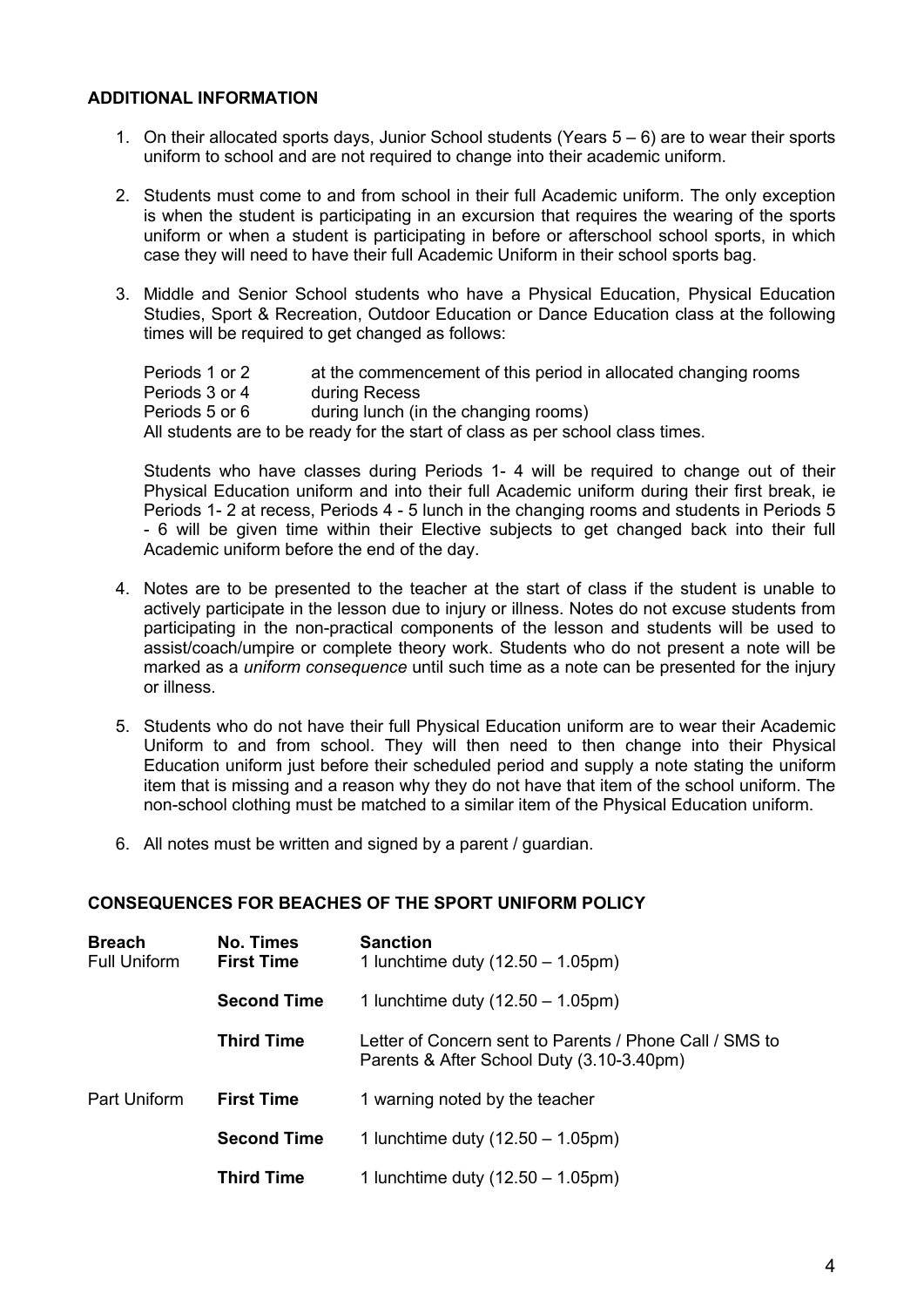### ADDITIONAL INFORMATION

1. On their allocated sports days, Junior School students (Years 5 – 6) are to wear their sports uniform to school and are not required to change into their academic uniform.

2. Students must come to and from school in their full Academic uniform. The only exception is when the student is participating in an excursion that requires the wearing of the sports uniform or when a student is participating in before or afterschool school sports, in which case they will need to have their full Academic Uniform in their school sports bag.

3. Middle and Senior School students who have a Physical Education, Physical Education Studies, Sport & Recreation, Outdoor Education or Dance Education class at the following times will be required to get changed as follows:

   Periods 1 or 2 — at the commencement of this period in allocated changing rooms
   Periods 3 or 4 — during Recess
   Periods 5 or 6 — during lunch (in the changing rooms)
   All students are to be ready for the start of class as per school class times.

   Students who have classes during Periods 1- 4 will be required to change out of their Physical Education uniform and into their full Academic uniform during their first break, ie Periods 1- 2 at recess, Periods 4 - 5 lunch in the changing rooms and students in Periods 5 - 6 will be given time within their Elective subjects to get changed back into their full Academic uniform before the end of the day.

4. Notes are to be presented to the teacher at the start of class if the student is unable to actively participate in the lesson due to injury or illness. Notes do not excuse students from participating in the non-practical components of the lesson and students will be used to assist/coach/umpire or complete theory work. Students who do not present a note will be marked as a *uniform consequence* until such time as a note can be presented for the injury or illness.

5. Students who do not have their full Physical Education uniform are to wear their Academic Uniform to and from school. They will then need to then change into their Physical Education uniform just before their scheduled period and supply a note stating the uniform item that is missing and a reason why they do not have that item of the school uniform. The non-school clothing must be matched to a similar item of the Physical Education uniform.

6. All notes must be written and signed by a parent / guardian.

### CONSEQUENCES FOR BEACHES OF THE SPORT UNIFORM POLICY

| Breach | No. Times | Sanction |
|---|---|---|
| Full Uniform | **First Time** | 1 lunchtime duty (12.50 – 1.05pm) |
| | **Second Time** | 1 lunchtime duty (12.50 – 1.05pm) |
| | **Third Time** | Letter of Concern sent to Parents / Phone Call / SMS to Parents & After School Duty (3.10-3.40pm) |
| Part Uniform | **First Time** | 1 warning noted by the teacher |
| | **Second Time** | 1 lunchtime duty (12.50 – 1.05pm) |
| | **Third Time** | 1 lunchtime duty (12.50 – 1.05pm) |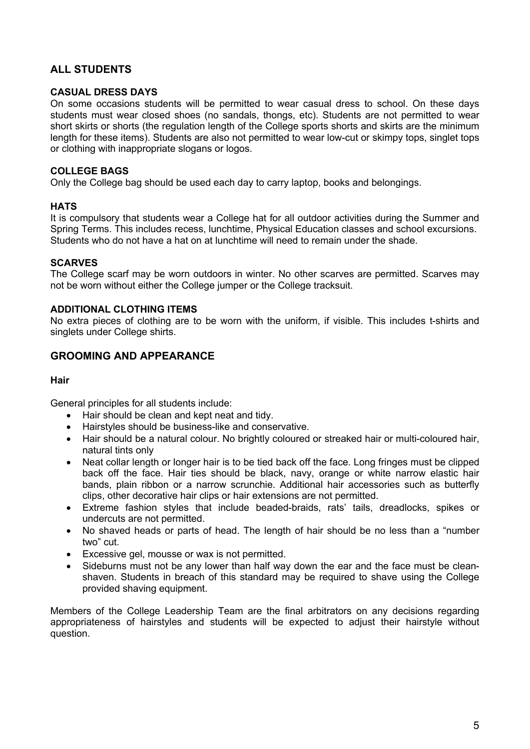## ALL STUDENTS

### CASUAL DRESS DAYS

On some occasions students will be permitted to wear casual dress to school. On these days students must wear closed shoes (no sandals, thongs, etc). Students are not permitted to wear short skirts or shorts (the regulation length of the College sports shorts and skirts are the minimum length for these items). Students are also not permitted to wear low-cut or skimpy tops, singlet tops or clothing with inappropriate slogans or logos.

### COLLEGE BAGS

Only the College bag should be used each day to carry laptop, books and belongings.

### HATS

It is compulsory that students wear a College hat for all outdoor activities during the Summer and Spring Terms. This includes recess, lunchtime, Physical Education classes and school excursions. Students who do not have a hat on at lunchtime will need to remain under the shade.

### SCARVES

The College scarf may be worn outdoors in winter. No other scarves are permitted. Scarves may not be worn without either the College jumper or the College tracksuit.

### ADDITIONAL CLOTHING ITEMS

No extra pieces of clothing are to be worn with the uniform, if visible. This includes t-shirts and singlets under College shirts.

## GROOMING AND APPEARANCE

### Hair

General principles for all students include:

- Hair should be clean and kept neat and tidy.
- Hairstyles should be business-like and conservative.
- Hair should be a natural colour. No brightly coloured or streaked hair or multi-coloured hair, natural tints only
- Neat collar length or longer hair is to be tied back off the face. Long fringes must be clipped back off the face. Hair ties should be black, navy, orange or white narrow elastic hair bands, plain ribbon or a narrow scrunchie. Additional hair accessories such as butterfly clips, other decorative hair clips or hair extensions are not permitted.
- Extreme fashion styles that include beaded-braids, rats' tails, dreadlocks, spikes or undercuts are not permitted.
- No shaved heads or parts of head. The length of hair should be no less than a "number two" cut.
- Excessive gel, mousse or wax is not permitted.
- Sideburns must not be any lower than half way down the ear and the face must be clean-shaven. Students in breach of this standard may be required to shave using the College provided shaving equipment.

Members of the College Leadership Team are the final arbitrators on any decisions regarding appropriateness of hairstyles and students will be expected to adjust their hairstyle without question.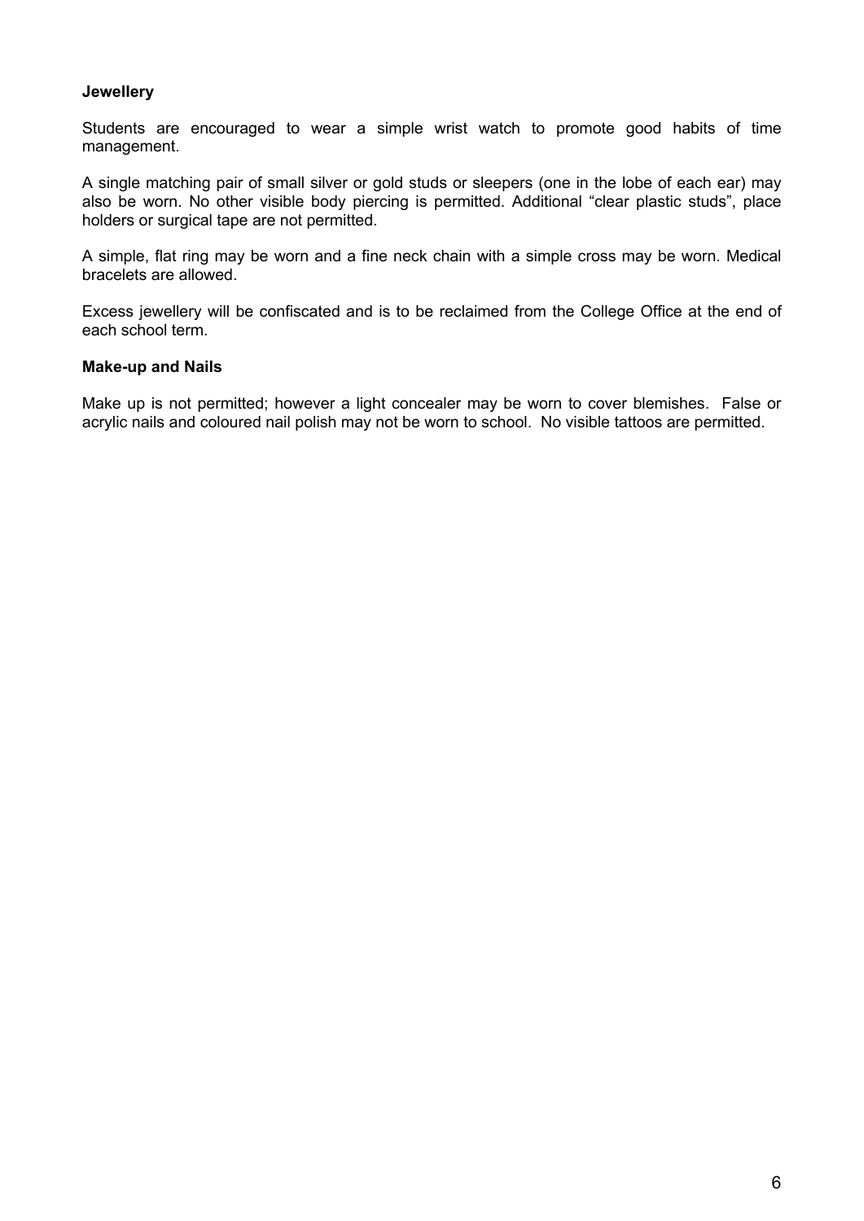**Jewellery**

Students are encouraged to wear a simple wrist watch to promote good habits of time management.

A single matching pair of small silver or gold studs or sleepers (one in the lobe of each ear) may also be worn. No other visible body piercing is permitted. Additional "clear plastic studs", place holders or surgical tape are not permitted.

A simple, flat ring may be worn and a fine neck chain with a simple cross may be worn. Medical bracelets are allowed.

Excess jewellery will be confiscated and is to be reclaimed from the College Office at the end of each school term.

**Make-up and Nails**

Make up is not permitted; however a light concealer may be worn to cover blemishes. False or acrylic nails and coloured nail polish may not be worn to school. No visible tattoos are permitted.